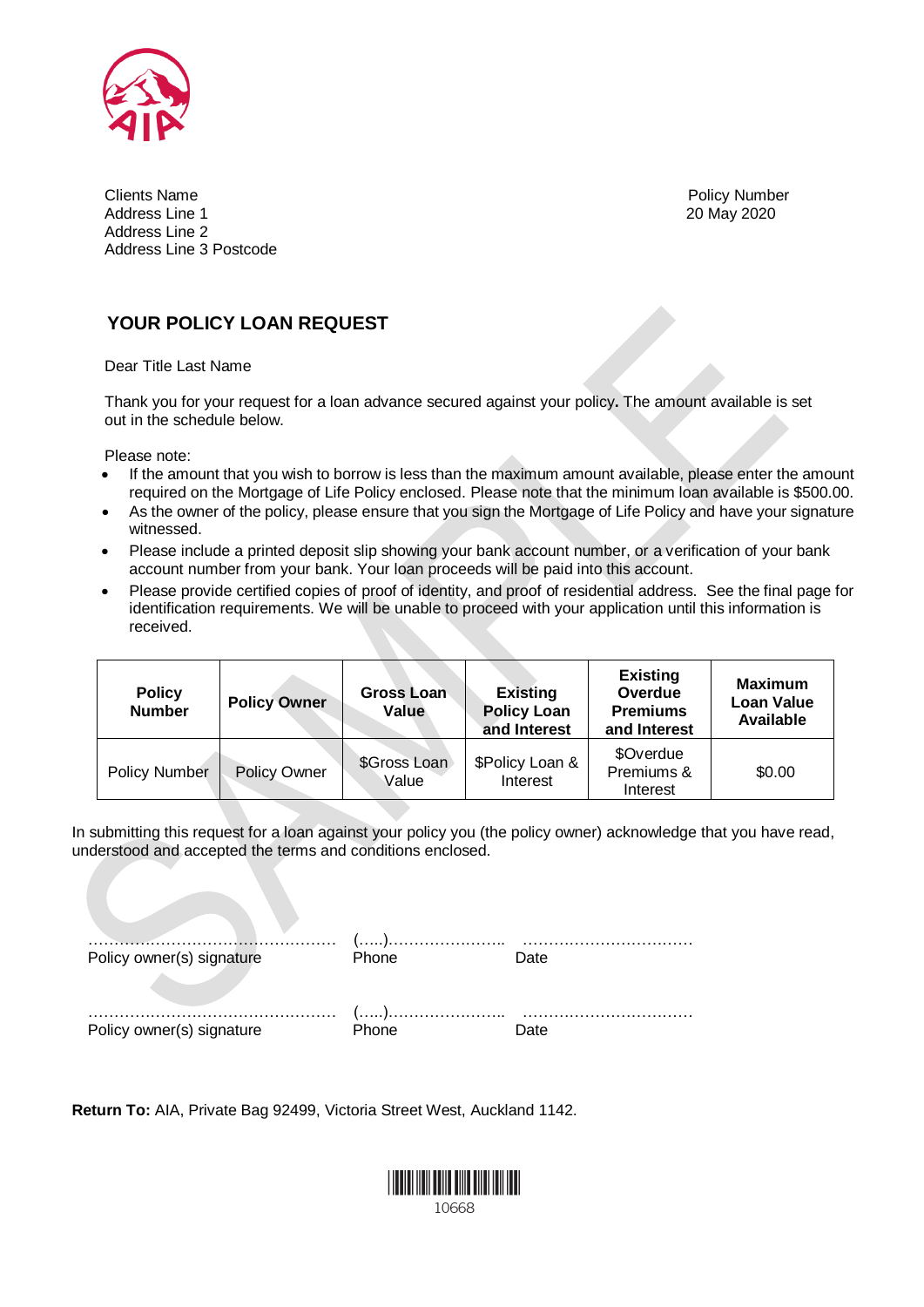Clients Name
Address Line 1
Address Line 2
Address Line 3 Postcode

Policy Number
20 May 2020

## YOUR POLICY LOAN REQUEST

Dear Title Last Name

Thank you for your request for a loan advance secured against your policy**.** The amount available is set out in the schedule below.

Please note:

- If the amount that you wish to borrow is less than the maximum amount available, please enter the amount required on the Mortgage of Life Policy enclosed. Please note that the minimum loan available is $500.00.
- As the owner of the policy, please ensure that you sign the Mortgage of Life Policy and have your signature witnessed.
- Please include a printed deposit slip showing your bank account number, or a verification of your bank account number from your bank. Your loan proceeds will be paid into this account.
- Please provide certified copies of proof of identity, and proof of residential address. See the final page for identification requirements. We will be unable to proceed with your application until this information is received.

| Policy Number | Policy Owner | Gross Loan Value | Existing Policy Loan and Interest | Existing Overdue Premiums and Interest | Maximum Loan Value Available |
|---|---|---|---|---|---|
| Policy Number | Policy Owner | $Gross Loan Value | $Policy Loan & Interest | $Overdue Premiums & Interest | $0.00 |

In submitting this request for a loan against your policy you (the policy owner) acknowledge that you have read, understood and accepted the terms and conditions enclosed.

……………………………………… (…..)………………….. ……………………………
Policy owner(s) signature Phone Date

……………………………………… (…..)………………….. ……………………………
Policy owner(s) signature Phone Date

**Return To:** AIA, Private Bag 92499, Victoria Street West, Auckland 1142.

10668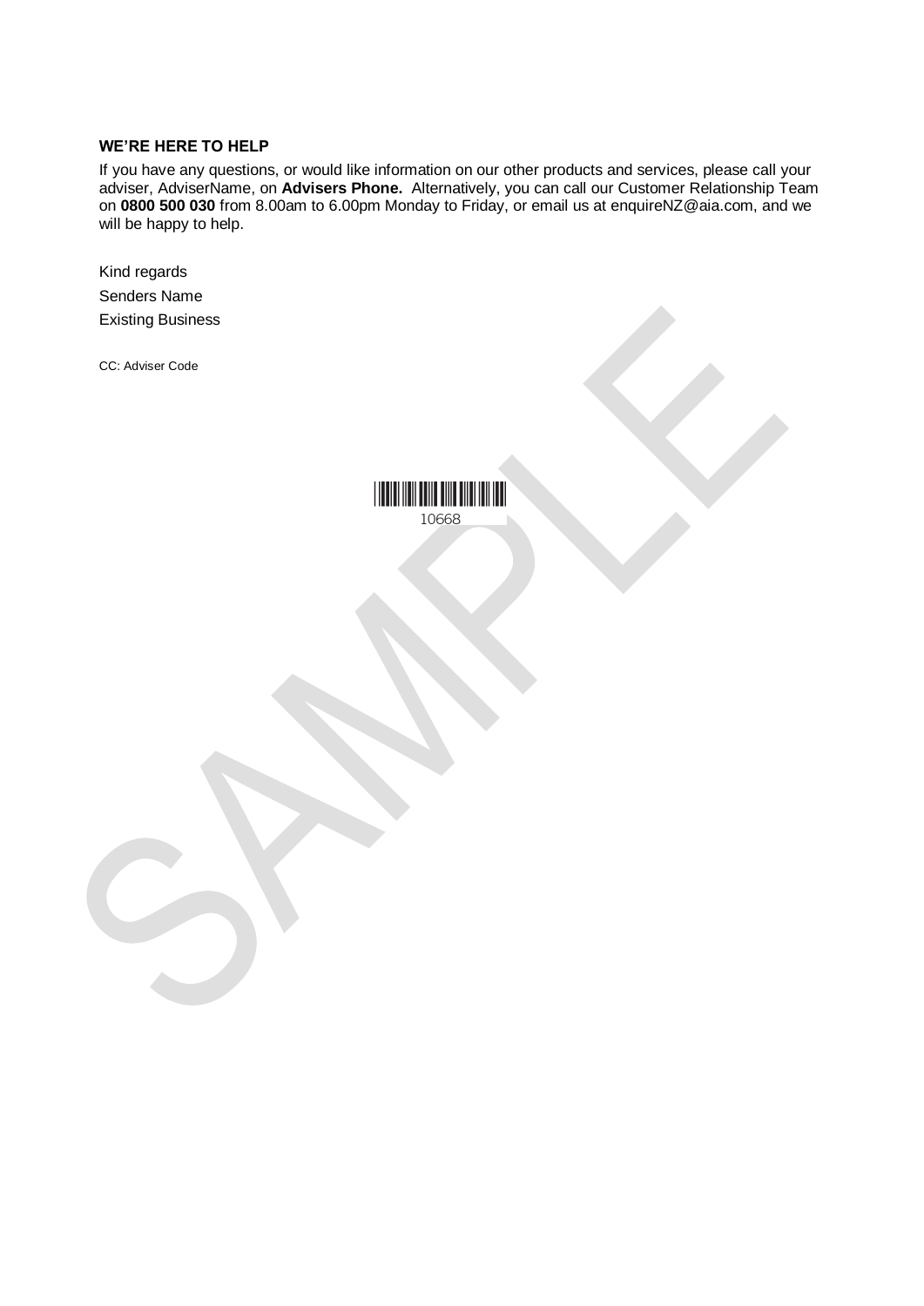**WE'RE HERE TO HELP**

If you have any questions, or would like information on our other products and services, please call your adviser, AdviserName, on **Advisers Phone.** Alternatively, you can call our Customer Relationship Team on **0800 500 030** from 8.00am to 6.00pm Monday to Friday, or email us at enquireNZ@aia.com, and we will be happy to help.

Kind regards

Senders Name

Existing Business

CC: Adviser Code

10668

SAMPLE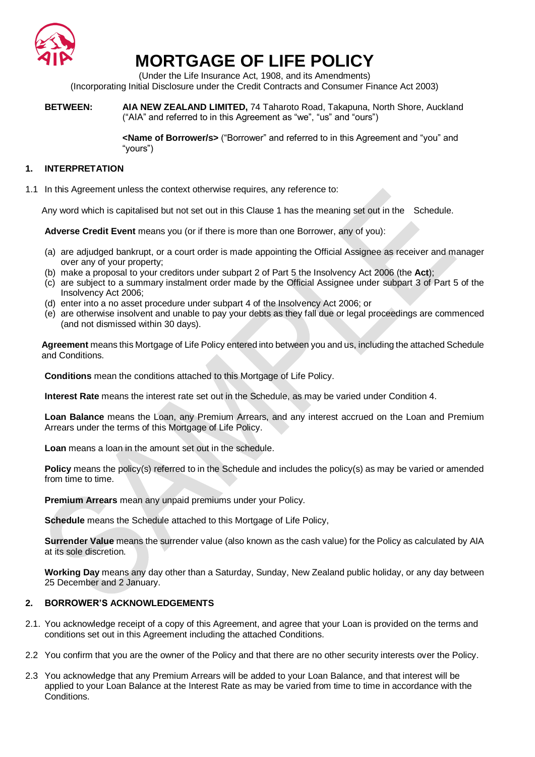# MORTGAGE OF LIFE POLICY

(Under the Life Insurance Act, 1908, and its Amendments)
(Incorporating Initial Disclosure under the Credit Contracts and Consumer Finance Act 2003)

**BETWEEN:** **AIA NEW ZEALAND LIMITED,** 74 Taharoto Road, Takapuna, North Shore, Auckland ("AIA" and referred to in this Agreement as "we", "us" and "ours")

**<Name of Borrower/s>** ("Borrower" and referred to in this Agreement and "you" and "yours")

## 1. INTERPRETATION

1.1 In this Agreement unless the context otherwise requires, any reference to:

Any word which is capitalised but not set out in this Clause 1 has the meaning set out in the Schedule.

**Adverse Credit Event** means you (or if there is more than one Borrower, any of you):

(a) are adjudged bankrupt, or a court order is made appointing the Official Assignee as receiver and manager over any of your property;
(b) make a proposal to your creditors under subpart 2 of Part 5 the Insolvency Act 2006 (the **Act**);
(c) are subject to a summary instalment order made by the Official Assignee under subpart 3 of Part 5 of the Insolvency Act 2006;
(d) enter into a no asset procedure under subpart 4 of the Insolvency Act 2006; or
(e) are otherwise insolvent and unable to pay your debts as they fall due or legal proceedings are commenced (and not dismissed within 30 days).

**Agreement** means this Mortgage of Life Policy entered into between you and us, including the attached Schedule and Conditions.

**Conditions** mean the conditions attached to this Mortgage of Life Policy.

**Interest Rate** means the interest rate set out in the Schedule, as may be varied under Condition 4.

**Loan Balance** means the Loan, any Premium Arrears, and any interest accrued on the Loan and Premium Arrears under the terms of this Mortgage of Life Policy.

**Loan** means a loan in the amount set out in the schedule.

**Policy** means the policy(s) referred to in the Schedule and includes the policy(s) as may be varied or amended from time to time.

**Premium Arrears** mean any unpaid premiums under your Policy.

**Schedule** means the Schedule attached to this Mortgage of Life Policy,

**Surrender Value** means the surrender value (also known as the cash value) for the Policy as calculated by AIA at its sole discretion.

**Working Day** means any day other than a Saturday, Sunday, New Zealand public holiday, or any day between 25 December and 2 January.

## 2. BORROWER'S ACKNOWLEDGEMENTS

2.1. You acknowledge receipt of a copy of this Agreement, and agree that your Loan is provided on the terms and conditions set out in this Agreement including the attached Conditions.

2.2 You confirm that you are the owner of the Policy and that there are no other security interests over the Policy.

2.3 You acknowledge that any Premium Arrears will be added to your Loan Balance, and that interest will be applied to your Loan Balance at the Interest Rate as may be varied from time to time in accordance with the Conditions.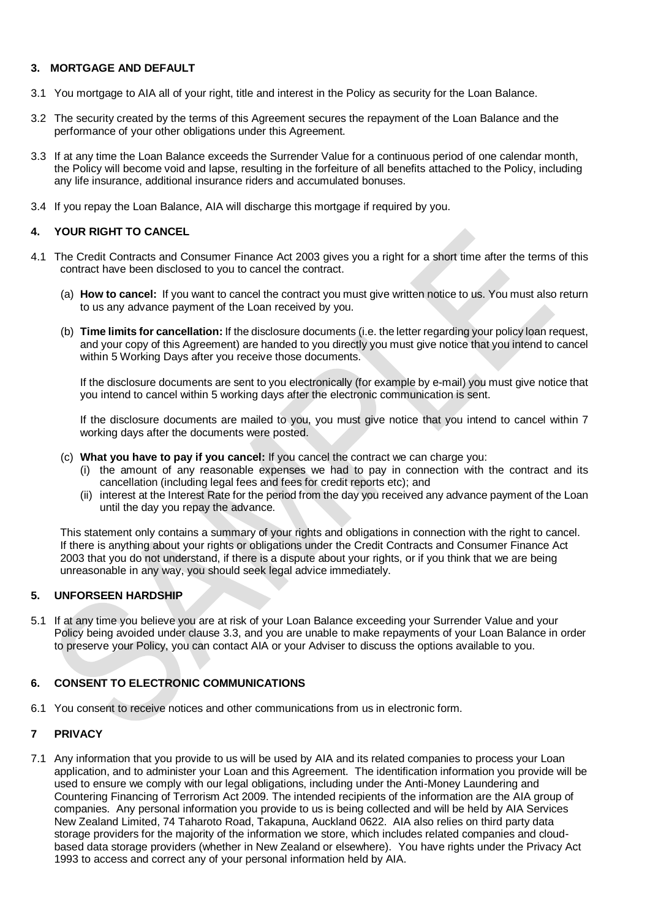## 3. MORTGAGE AND DEFAULT

3.1 You mortgage to AIA all of your right, title and interest in the Policy as security for the Loan Balance.

3.2 The security created by the terms of this Agreement secures the repayment of the Loan Balance and the performance of your other obligations under this Agreement.

3.3 If at any time the Loan Balance exceeds the Surrender Value for a continuous period of one calendar month, the Policy will become void and lapse, resulting in the forfeiture of all benefits attached to the Policy, including any life insurance, additional insurance riders and accumulated bonuses.

3.4 If you repay the Loan Balance, AIA will discharge this mortgage if required by you.

## 4. YOUR RIGHT TO CANCEL

4.1 The Credit Contracts and Consumer Finance Act 2003 gives you a right for a short time after the terms of this contract have been disclosed to you to cancel the contract.

(a) **How to cancel:** If you want to cancel the contract you must give written notice to us. You must also return to us any advance payment of the Loan received by you.

(b) **Time limits for cancellation:** If the disclosure documents (i.e. the letter regarding your policy loan request, and your copy of this Agreement) are handed to you directly you must give notice that you intend to cancel within 5 Working Days after you receive those documents.

If the disclosure documents are sent to you electronically (for example by e-mail) you must give notice that you intend to cancel within 5 working days after the electronic communication is sent.

If the disclosure documents are mailed to you, you must give notice that you intend to cancel within 7 working days after the documents were posted.

(c) **What you have to pay if you cancel:** If you cancel the contract we can charge you:

(i) the amount of any reasonable expenses we had to pay in connection with the contract and its cancellation (including legal fees and fees for credit reports etc); and

(ii) interest at the Interest Rate for the period from the day you received any advance payment of the Loan until the day you repay the advance.

This statement only contains a summary of your rights and obligations in connection with the right to cancel. If there is anything about your rights or obligations under the Credit Contracts and Consumer Finance Act 2003 that you do not understand, if there is a dispute about your rights, or if you think that we are being unreasonable in any way, you should seek legal advice immediately.

## 5. UNFORSEEN HARDSHIP

5.1 If at any time you believe you are at risk of your Loan Balance exceeding your Surrender Value and your Policy being avoided under clause 3.3, and you are unable to make repayments of your Loan Balance in order to preserve your Policy, you can contact AIA or your Adviser to discuss the options available to you.

## 6. CONSENT TO ELECTRONIC COMMUNICATIONS

6.1 You consent to receive notices and other communications from us in electronic form.

## 7 PRIVACY

7.1 Any information that you provide to us will be used by AIA and its related companies to process your Loan application, and to administer your Loan and this Agreement. The identification information you provide will be used to ensure we comply with our legal obligations, including under the Anti-Money Laundering and Countering Financing of Terrorism Act 2009. The intended recipients of the information are the AIA group of companies. Any personal information you provide to us is being collected and will be held by AIA Services New Zealand Limited, 74 Taharoto Road, Takapuna, Auckland 0622. AIA also relies on third party data storage providers for the majority of the information we store, which includes related companies and cloud-based data storage providers (whether in New Zealand or elsewhere). You have rights under the Privacy Act 1993 to access and correct any of your personal information held by AIA.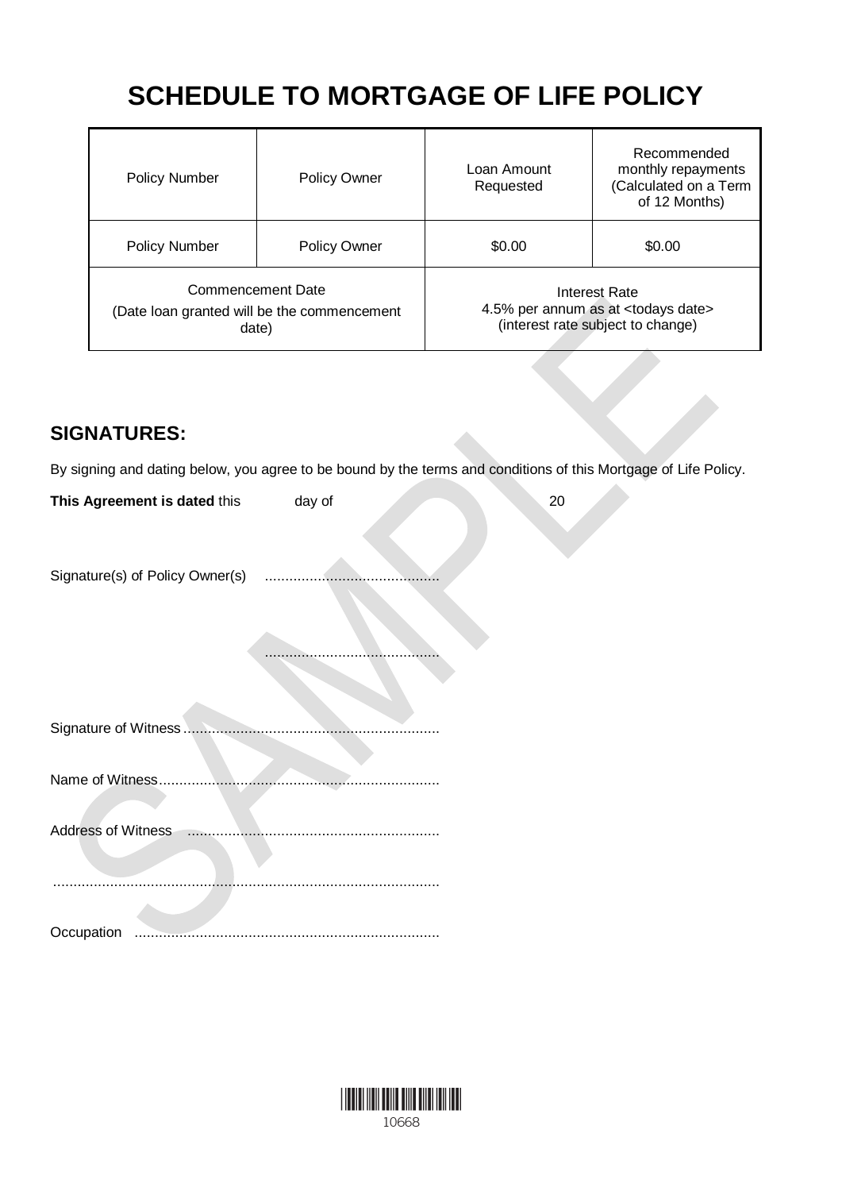# SCHEDULE TO MORTGAGE OF LIFE POLICY

| Policy Number | Policy Owner | Loan Amount Requested | Recommended monthly repayments (Calculated on a Term of 12 Months) |
|---|---|---|---|
| Policy Number | Policy Owner | $0.00 | $0.00 |
| Commencement Date<br>(Date loan granted will be the commencement date) | | Interest Rate<br>4.5% per annum as at <todays date><br>(interest rate subject to change) | |

## SIGNATURES:

By signing and dating below, you agree to be bound by the terms and conditions of this Mortgage of Life Policy.

**This Agreement is dated** this day of 20

Signature(s) of Policy Owner(s) ..........................................

..........................................

Signature of Witness..............................................................

Name of Witness....................................................................

Address of Witness .............................................................

.............................................................................................

Occupation ..........................................................................

10668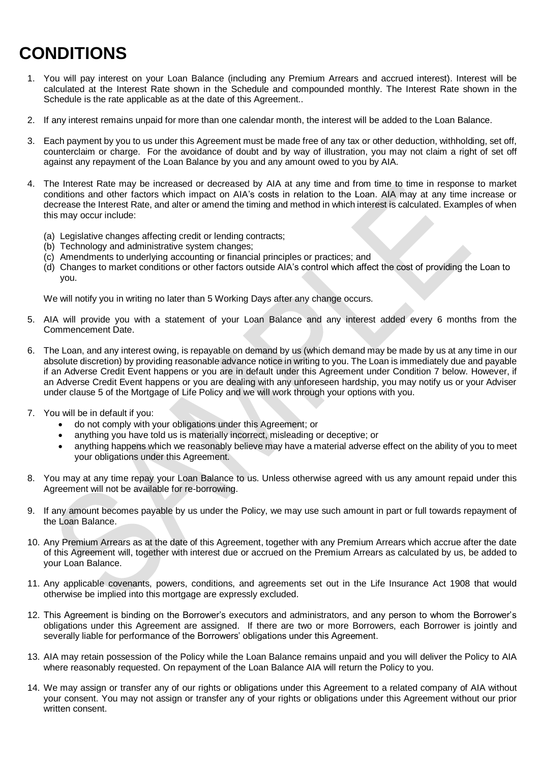# CONDITIONS

1. You will pay interest on your Loan Balance (including any Premium Arrears and accrued interest). Interest will be calculated at the Interest Rate shown in the Schedule and compounded monthly. The Interest Rate shown in the Schedule is the rate applicable as at the date of this Agreement..

2. If any interest remains unpaid for more than one calendar month, the interest will be added to the Loan Balance.

3. Each payment by you to us under this Agreement must be made free of any tax or other deduction, withholding, set off, counterclaim or charge. For the avoidance of doubt and by way of illustration, you may not claim a right of set off against any repayment of the Loan Balance by you and any amount owed to you by AIA.

4. The Interest Rate may be increased or decreased by AIA at any time and from time to time in response to market conditions and other factors which impact on AIA's costs in relation to the Loan. AIA may at any time increase or decrease the Interest Rate, and alter or amend the timing and method in which interest is calculated. Examples of when this may occur include:

   (a) Legislative changes affecting credit or lending contracts;
   (b) Technology and administrative system changes;
   (c) Amendments to underlying accounting or financial principles or practices; and
   (d) Changes to market conditions or other factors outside AIA's control which affect the cost of providing the Loan to you.

   We will notify you in writing no later than 5 Working Days after any change occurs.

5. AIA will provide you with a statement of your Loan Balance and any interest added every 6 months from the Commencement Date.

6. The Loan, and any interest owing, is repayable on demand by us (which demand may be made by us at any time in our absolute discretion) by providing reasonable advance notice in writing to you. The Loan is immediately due and payable if an Adverse Credit Event happens or you are in default under this Agreement under Condition 7 below. However, if an Adverse Credit Event happens or you are dealing with any unforeseen hardship, you may notify us or your Adviser under clause 5 of the Mortgage of Life Policy and we will work through your options with you.

7. You will be in default if you:
   - do not comply with your obligations under this Agreement; or
   - anything you have told us is materially incorrect, misleading or deceptive; or
   - anything happens which we reasonably believe may have a material adverse effect on the ability of you to meet your obligations under this Agreement.

8. You may at any time repay your Loan Balance to us. Unless otherwise agreed with us any amount repaid under this Agreement will not be available for re-borrowing.

9. If any amount becomes payable by us under the Policy, we may use such amount in part or full towards repayment of the Loan Balance.

10. Any Premium Arrears as at the date of this Agreement, together with any Premium Arrears which accrue after the date of this Agreement will, together with interest due or accrued on the Premium Arrears as calculated by us, be added to your Loan Balance.

11. Any applicable covenants, powers, conditions, and agreements set out in the Life Insurance Act 1908 that would otherwise be implied into this mortgage are expressly excluded.

12. This Agreement is binding on the Borrower's executors and administrators, and any person to whom the Borrower's obligations under this Agreement are assigned. If there are two or more Borrowers, each Borrower is jointly and severally liable for performance of the Borrowers' obligations under this Agreement.

13. AIA may retain possession of the Policy while the Loan Balance remains unpaid and you will deliver the Policy to AIA where reasonably requested. On repayment of the Loan Balance AIA will return the Policy to you.

14. We may assign or transfer any of our rights or obligations under this Agreement to a related company of AIA without your consent. You may not assign or transfer any of your rights or obligations under this Agreement without our prior written consent.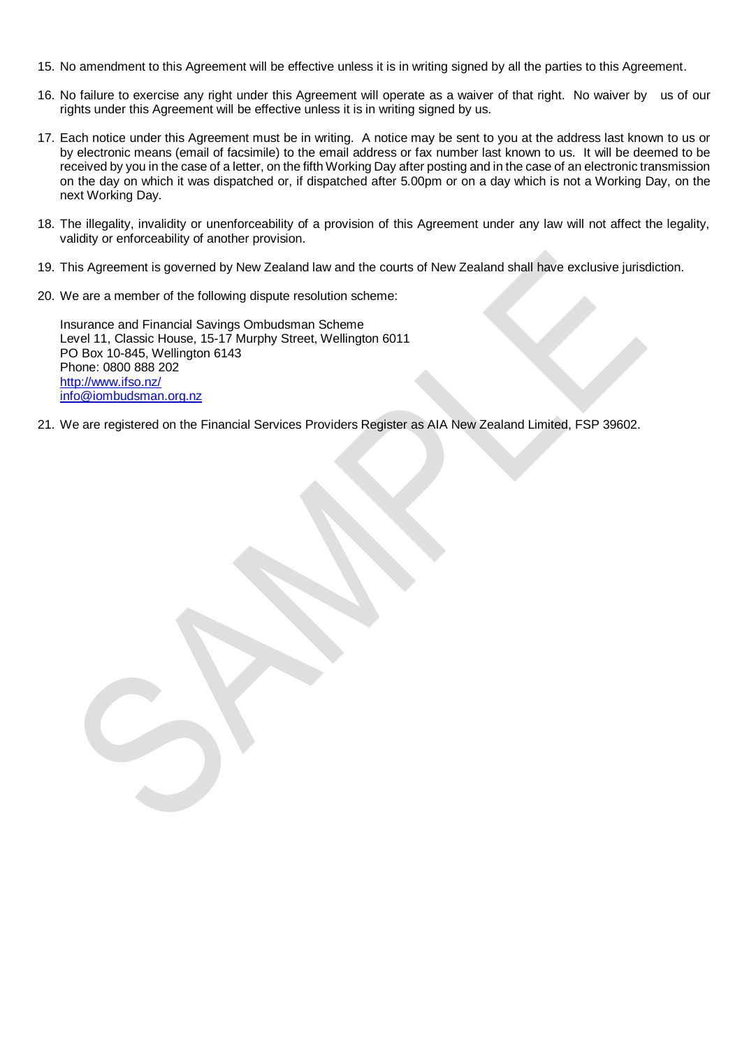15. No amendment to this Agreement will be effective unless it is in writing signed by all the parties to this Agreement.

16. No failure to exercise any right under this Agreement will operate as a waiver of that right. No waiver by us of our rights under this Agreement will be effective unless it is in writing signed by us.

17. Each notice under this Agreement must be in writing. A notice may be sent to you at the address last known to us or by electronic means (email of facsimile) to the email address or fax number last known to us. It will be deemed to be received by you in the case of a letter, on the fifth Working Day after posting and in the case of an electronic transmission on the day on which it was dispatched or, if dispatched after 5.00pm or on a day which is not a Working Day, on the next Working Day.

18. The illegality, invalidity or unenforceability of a provision of this Agreement under any law will not affect the legality, validity or enforceability of another provision.

19. This Agreement is governed by New Zealand law and the courts of New Zealand shall have exclusive jurisdiction.

20. We are a member of the following dispute resolution scheme:

    Insurance and Financial Savings Ombudsman Scheme
    Level 11, Classic House, 15-17 Murphy Street, Wellington 6011
    PO Box 10-845, Wellington 6143
    Phone: 0800 888 202
    http://www.ifso.nz/
    info@iombudsman.org.nz

21. We are registered on the Financial Services Providers Register as AIA New Zealand Limited, FSP 39602.

SAMPLE